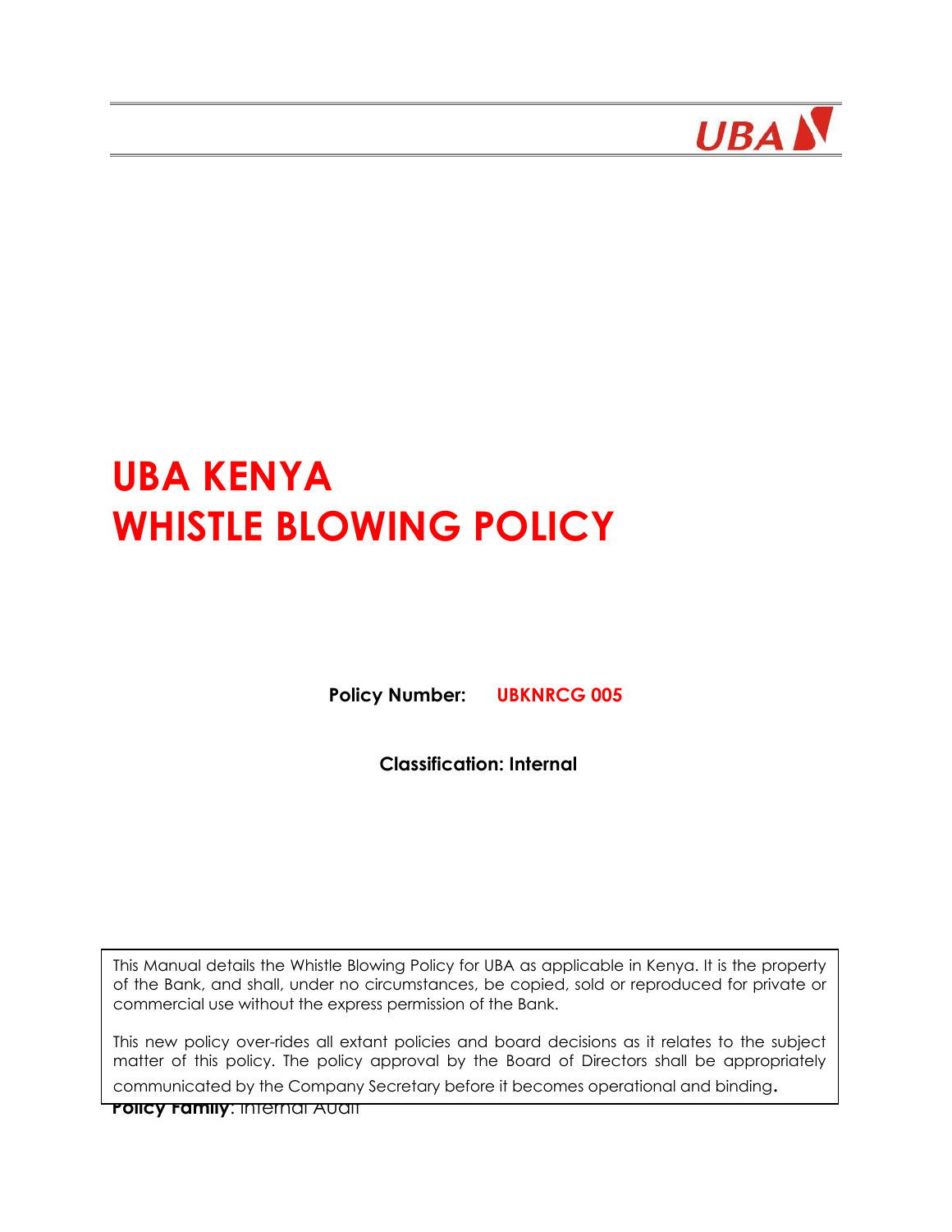# UBA KENYA
# WHISTLE BLOWING POLICY

**Policy Number:** **UBKNRCG 005**

**Classification: Internal**

This Manual details the Whistle Blowing Policy for UBA as applicable in Kenya. It is the property of the Bank, and shall, under no circumstances, be copied, sold or reproduced for private or commercial use without the express permission of the Bank.

This new policy over-rides all extant policies and board decisions as it relates to the subject matter of this policy. The policy approval by the Board of Directors shall be appropriately communicated by the Company Secretary before it becomes operational and binding.

**Policy Family**: Internal Audit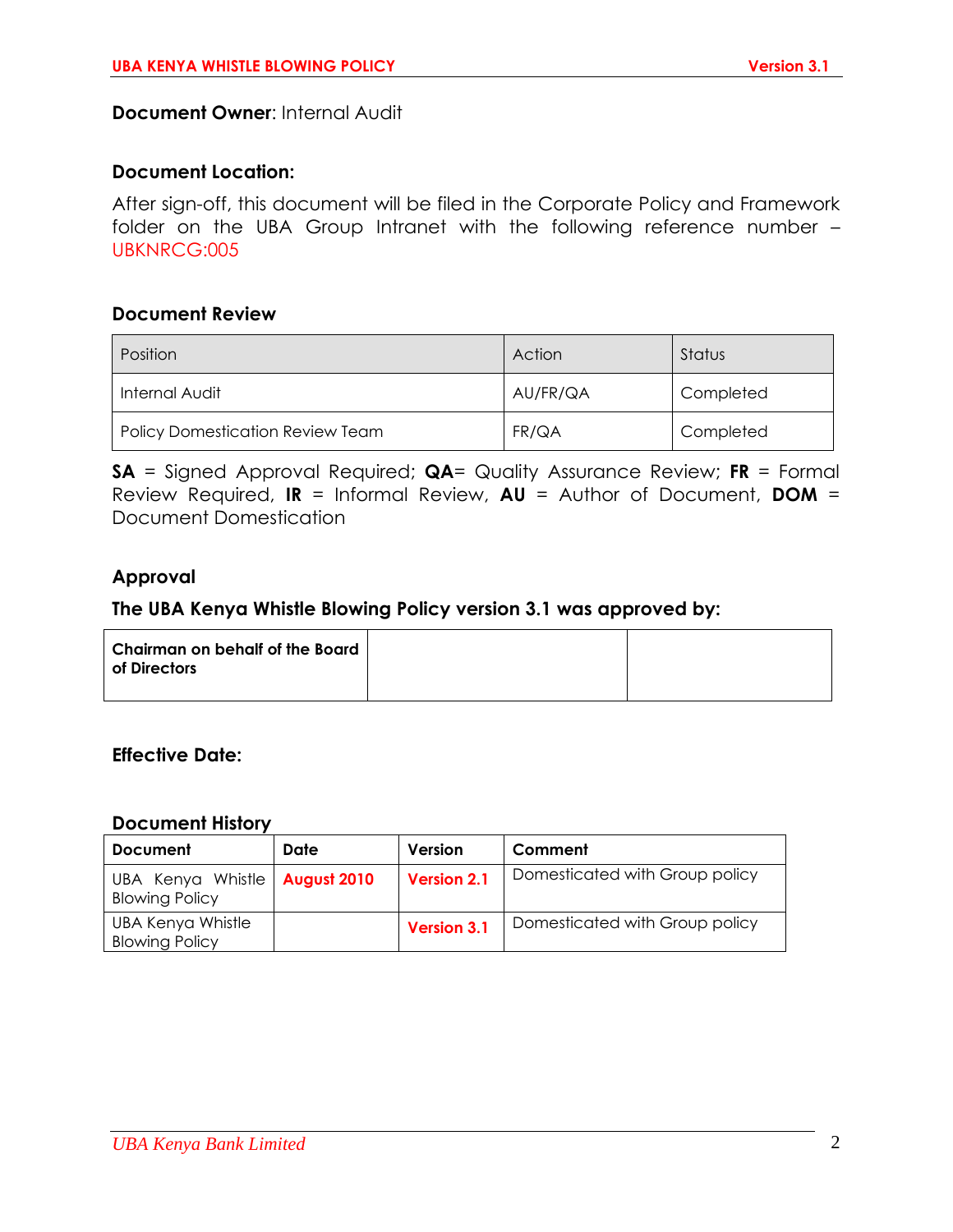**Document Owner**: Internal Audit

**Document Location:**

After sign-off, this document will be filed in the Corporate Policy and Framework folder on the UBA Group Intranet with the following reference number – UBKNRCG:005

**Document Review**

| Position | Action | Status |
|---|---|---|
| Internal Audit | AU/FR/QA | Completed |
| Policy Domestication Review Team | FR/QA | Completed |

**SA** = Signed Approval Required; **QA**= Quality Assurance Review; **FR** = Formal Review Required, **IR** = Informal Review, **AU** = Author of Document, **DOM** = Document Domestication

**Approval**

**The UBA Kenya Whistle Blowing Policy version 3.1 was approved by:**

| **Chairman on behalf of the Board of Directors** | | |
|---|---|---|

**Effective Date:**

**Document History**

| Document | Date | Version | Comment |
|---|---|---|---|
| UBA Kenya Whistle Blowing Policy | **August 2010** | **Version 2.1** | Domesticated with Group policy |
| UBA Kenya Whistle Blowing Policy | | **Version 3.1** | Domesticated with Group policy |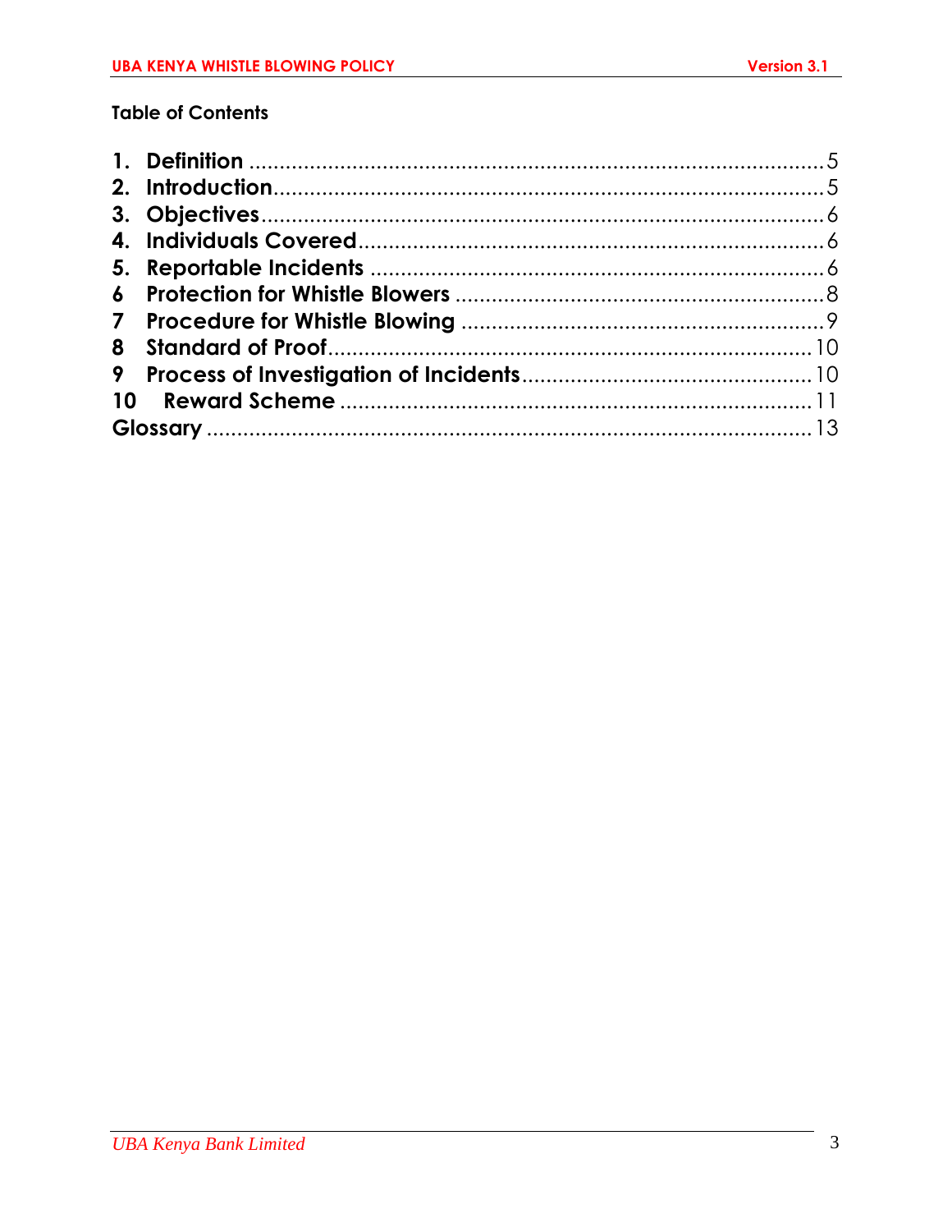**Table of Contents**

1. **Definition** ..... 5
2. **Introduction** ..... 5
3. **Objectives** ..... 6
4. **Individuals Covered** ..... 6
5. **Reportable Incidents** ..... 6
6. **Protection for Whistle Blowers** ..... 8
7. **Procedure for Whistle Blowing** ..... 9
8. **Standard of Proof** ..... 10
9. **Process of Investigation of Incidents** ..... 10
10. **Reward Scheme** ..... 11

**Glossary** ..... 13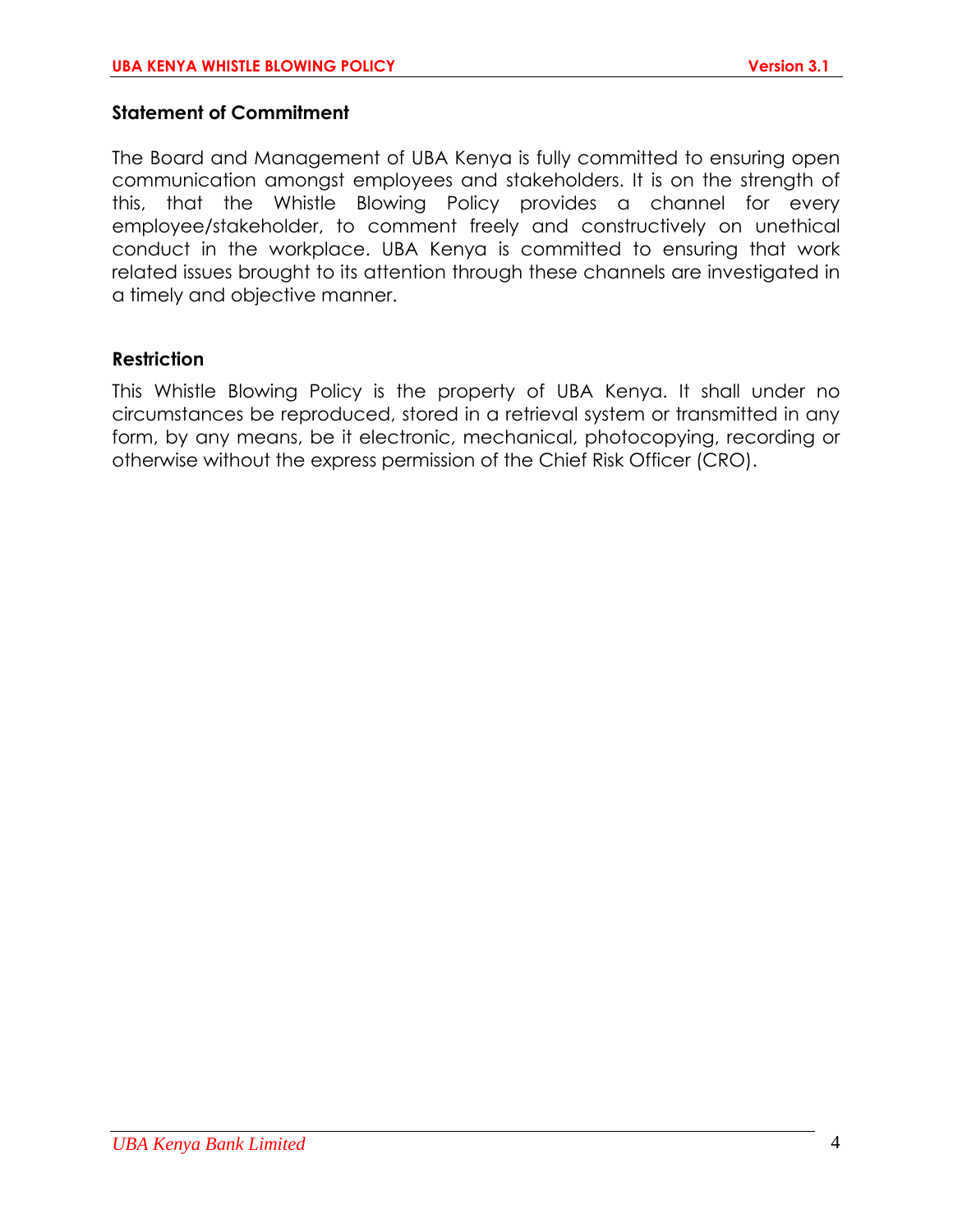## Statement of Commitment

The Board and Management of UBA Kenya is fully committed to ensuring open communication amongst employees and stakeholders. It is on the strength of this, that the Whistle Blowing Policy provides a channel for every employee/stakeholder, to comment freely and constructively on unethical conduct in the workplace. UBA Kenya is committed to ensuring that work related issues brought to its attention through these channels are investigated in a timely and objective manner.

## Restriction

This Whistle Blowing Policy is the property of UBA Kenya. It shall under no circumstances be reproduced, stored in a retrieval system or transmitted in any form, by any means, be it electronic, mechanical, photocopying, recording or otherwise without the express permission of the Chief Risk Officer (CRO).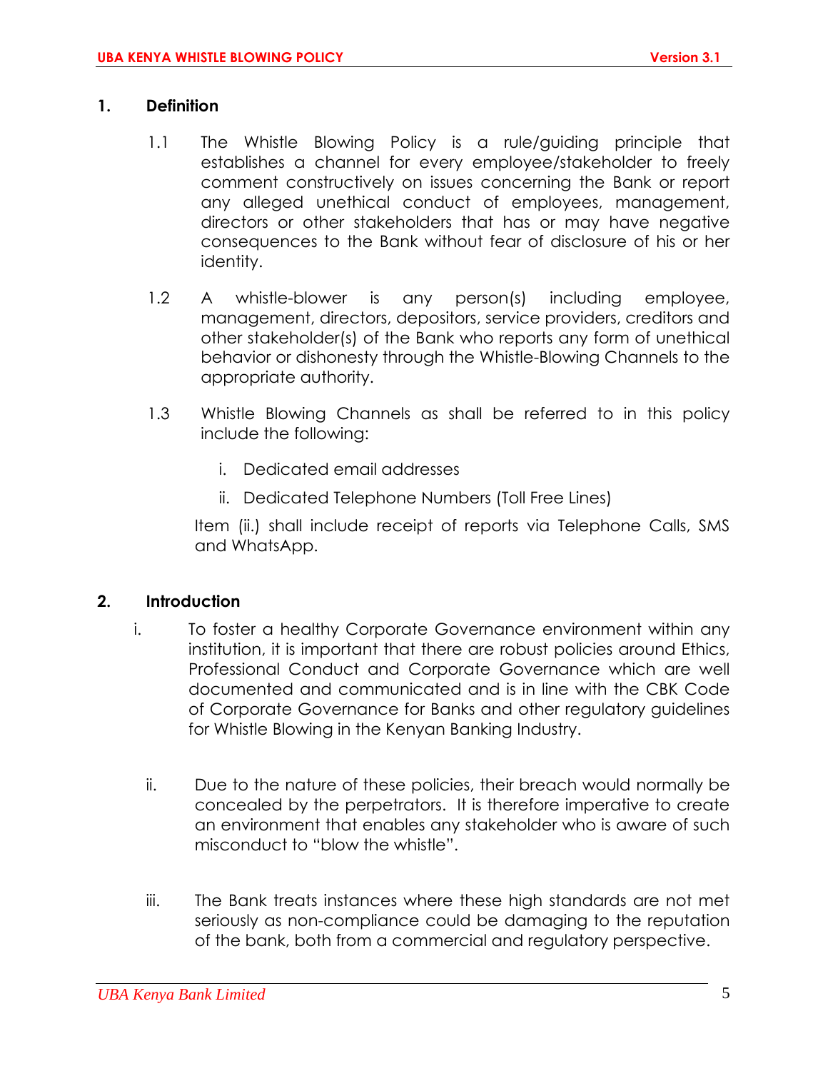## 1. Definition

1.1 The Whistle Blowing Policy is a rule/guiding principle that establishes a channel for every employee/stakeholder to freely comment constructively on issues concerning the Bank or report any alleged unethical conduct of employees, management, directors or other stakeholders that has or may have negative consequences to the Bank without fear of disclosure of his or her identity.

1.2 A whistle-blower is any person(s) including employee, management, directors, depositors, service providers, creditors and other stakeholder(s) of the Bank who reports any form of unethical behavior or dishonesty through the Whistle-Blowing Channels to the appropriate authority.

1.3 Whistle Blowing Channels as shall be referred to in this policy include the following:

i. Dedicated email addresses

ii. Dedicated Telephone Numbers (Toll Free Lines)

Item (ii.) shall include receipt of reports via Telephone Calls, SMS and WhatsApp.

## 2. Introduction

i. To foster a healthy Corporate Governance environment within any institution, it is important that there are robust policies around Ethics, Professional Conduct and Corporate Governance which are well documented and communicated and is in line with the CBK Code of Corporate Governance for Banks and other regulatory guidelines for Whistle Blowing in the Kenyan Banking Industry.

ii. Due to the nature of these policies, their breach would normally be concealed by the perpetrators. It is therefore imperative to create an environment that enables any stakeholder who is aware of such misconduct to "blow the whistle".

iii. The Bank treats instances where these high standards are not met seriously as non-compliance could be damaging to the reputation of the bank, both from a commercial and regulatory perspective.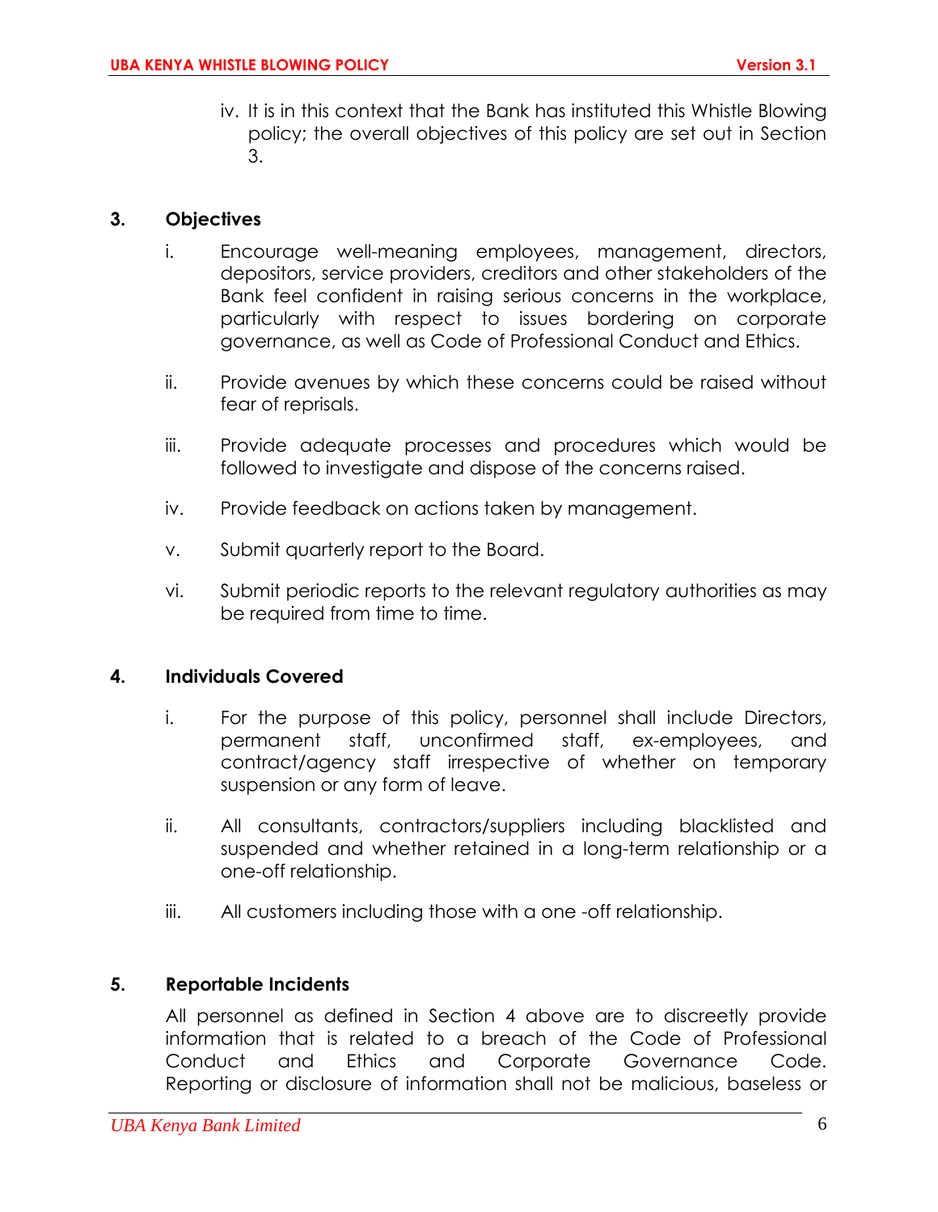iv. It is in this context that the Bank has instituted this Whistle Blowing policy; the overall objectives of this policy are set out in Section 3.

## 3. Objectives

i. Encourage well-meaning employees, management, directors, depositors, service providers, creditors and other stakeholders of the Bank feel confident in raising serious concerns in the workplace, particularly with respect to issues bordering on corporate governance, as well as Code of Professional Conduct and Ethics.

ii. Provide avenues by which these concerns could be raised without fear of reprisals.

iii. Provide adequate processes and procedures which would be followed to investigate and dispose of the concerns raised.

iv. Provide feedback on actions taken by management.

v. Submit quarterly report to the Board.

vi. Submit periodic reports to the relevant regulatory authorities as may be required from time to time.

## 4. Individuals Covered

i. For the purpose of this policy, personnel shall include Directors, permanent staff, unconfirmed staff, ex-employees, and contract/agency staff irrespective of whether on temporary suspension or any form of leave.

ii. All consultants, contractors/suppliers including blacklisted and suspended and whether retained in a long-term relationship or a one-off relationship.

iii. All customers including those with a one -off relationship.

## 5. Reportable Incidents

All personnel as defined in Section 4 above are to discreetly provide information that is related to a breach of the Code of Professional Conduct and Ethics and Corporate Governance Code. Reporting or disclosure of information shall not be malicious, baseless or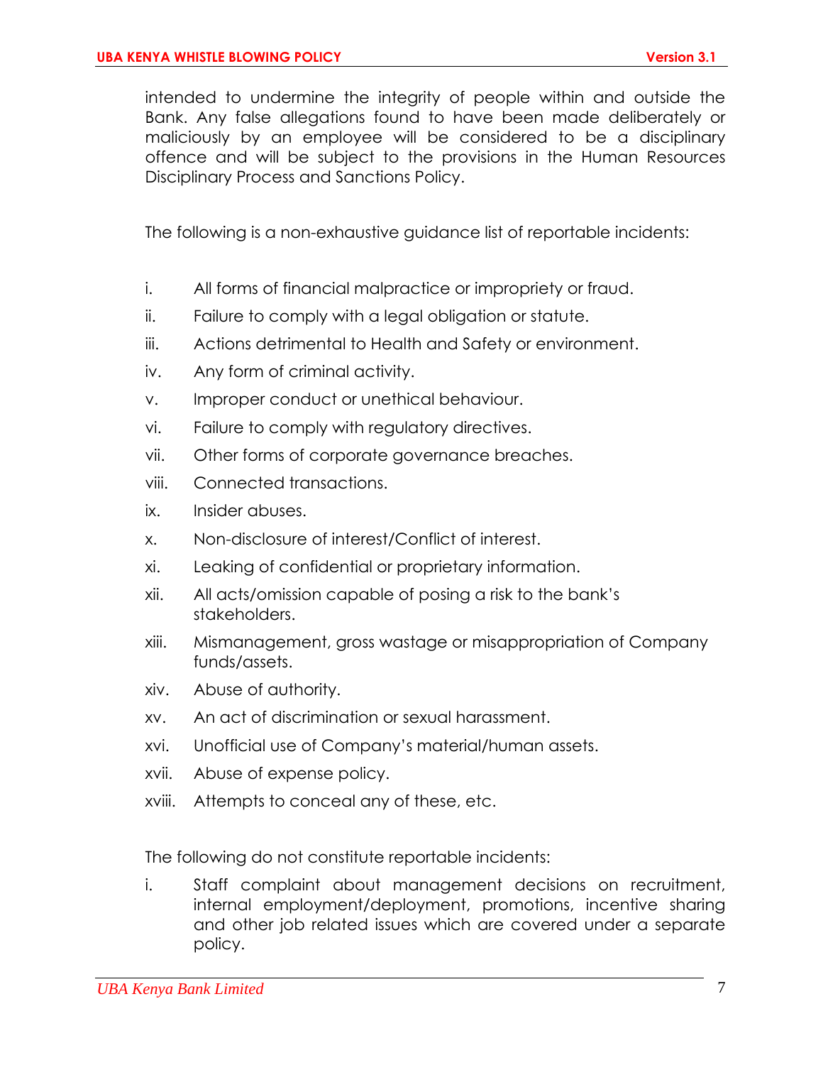intended to undermine the integrity of people within and outside the Bank. Any false allegations found to have been made deliberately or maliciously by an employee will be considered to be a disciplinary offence and will be subject to the provisions in the Human Resources Disciplinary Process and Sanctions Policy.

The following is a non-exhaustive guidance list of reportable incidents:

i. All forms of financial malpractice or impropriety or fraud.
ii. Failure to comply with a legal obligation or statute.
iii. Actions detrimental to Health and Safety or environment.
iv. Any form of criminal activity.
v. Improper conduct or unethical behaviour.
vi. Failure to comply with regulatory directives.
vii. Other forms of corporate governance breaches.
viii. Connected transactions.
ix. Insider abuses.
x. Non-disclosure of interest/Conflict of interest.
xi. Leaking of confidential or proprietary information.
xii. All acts/omission capable of posing a risk to the bank's stakeholders.
xiii. Mismanagement, gross wastage or misappropriation of Company funds/assets.
xiv. Abuse of authority.
xv. An act of discrimination or sexual harassment.
xvi. Unofficial use of Company's material/human assets.
xvii. Abuse of expense policy.
xviii. Attempts to conceal any of these, etc.

The following do not constitute reportable incidents:

i. Staff complaint about management decisions on recruitment, internal employment/deployment, promotions, incentive sharing and other job related issues which are covered under a separate policy.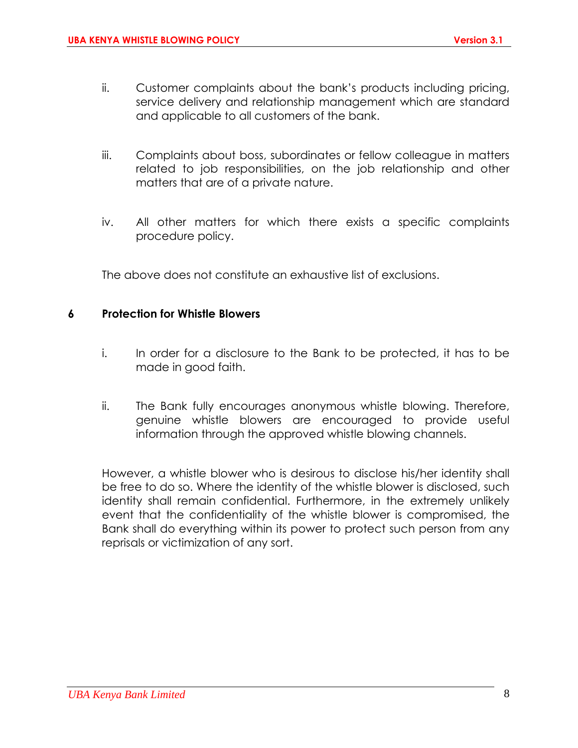ii. Customer complaints about the bank's products including pricing, service delivery and relationship management which are standard and applicable to all customers of the bank.

iii. Complaints about boss, subordinates or fellow colleague in matters related to job responsibilities, on the job relationship and other matters that are of a private nature.

iv. All other matters for which there exists a specific complaints procedure policy.

The above does not constitute an exhaustive list of exclusions.

## 6 Protection for Whistle Blowers

i. In order for a disclosure to the Bank to be protected, it has to be made in good faith.

ii. The Bank fully encourages anonymous whistle blowing. Therefore, genuine whistle blowers are encouraged to provide useful information through the approved whistle blowing channels.

However, a whistle blower who is desirous to disclose his/her identity shall be free to do so. Where the identity of the whistle blower is disclosed, such identity shall remain confidential. Furthermore, in the extremely unlikely event that the confidentiality of the whistle blower is compromised, the Bank shall do everything within its power to protect such person from any reprisals or victimization of any sort.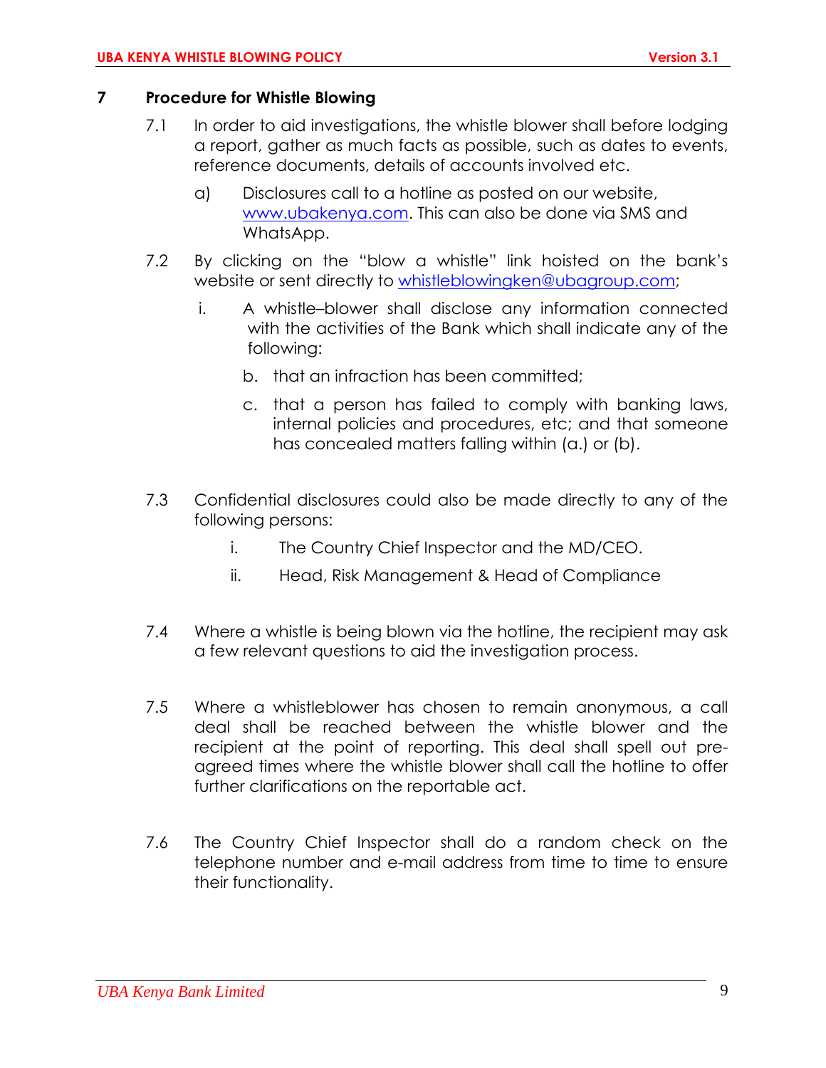## 7 Procedure for Whistle Blowing

7.1 In order to aid investigations, the whistle blower shall before lodging a report, gather as much facts as possible, such as dates to events, reference documents, details of accounts involved etc.

a) Disclosures call to a hotline as posted on our website, [www.ubakenya.com](http://www.ubakenya.com). This can also be done via SMS and WhatsApp.

7.2 By clicking on the "blow a whistle" link hoisted on the bank's website or sent directly to [whistleblowingken@ubagroup.com](mailto:whistleblowingken@ubagroup.com);

i. A whistle–blower shall disclose any information connected with the activities of the Bank which shall indicate any of the following:

b. that an infraction has been committed;

c. that a person has failed to comply with banking laws, internal policies and procedures, etc; and that someone has concealed matters falling within (a.) or (b).

7.3 Confidential disclosures could also be made directly to any of the following persons:

i. The Country Chief Inspector and the MD/CEO.

ii. Head, Risk Management & Head of Compliance

7.4 Where a whistle is being blown via the hotline, the recipient may ask a few relevant questions to aid the investigation process.

7.5 Where a whistleblower has chosen to remain anonymous, a call deal shall be reached between the whistle blower and the recipient at the point of reporting. This deal shall spell out pre-agreed times where the whistle blower shall call the hotline to offer further clarifications on the reportable act.

7.6 The Country Chief Inspector shall do a random check on the telephone number and e-mail address from time to time to ensure their functionality.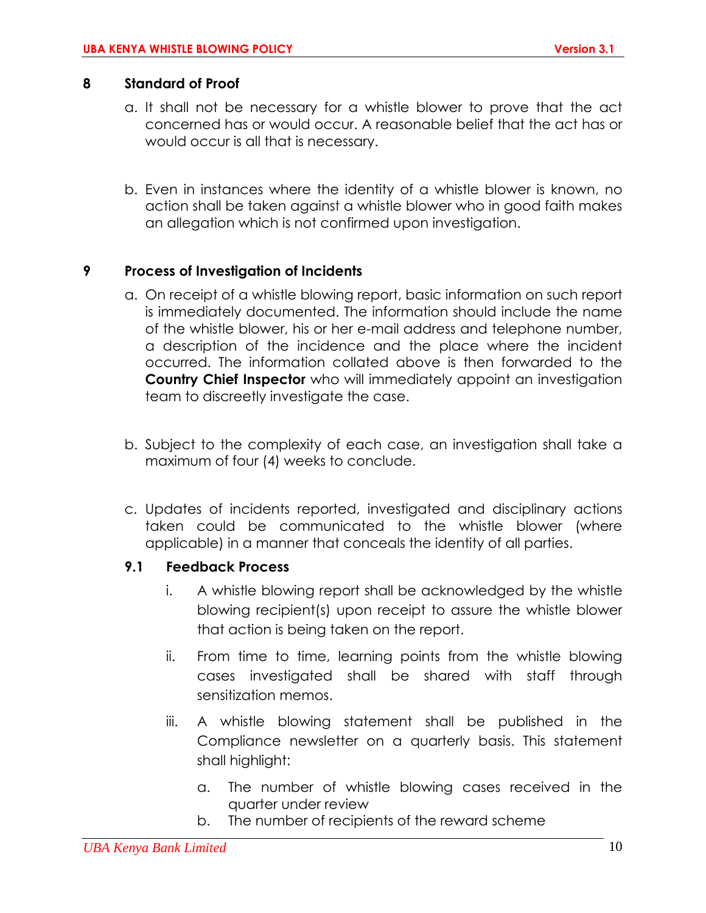## 8 Standard of Proof

a. It shall not be necessary for a whistle blower to prove that the act concerned has or would occur. A reasonable belief that the act has or would occur is all that is necessary.

b. Even in instances where the identity of a whistle blower is known, no action shall be taken against a whistle blower who in good faith makes an allegation which is not confirmed upon investigation.

## 9 Process of Investigation of Incidents

a. On receipt of a whistle blowing report, basic information on such report is immediately documented. The information should include the name of the whistle blower, his or her e-mail address and telephone number, a description of the incidence and the place where the incident occurred. The information collated above is then forwarded to the **Country Chief Inspector** who will immediately appoint an investigation team to discreetly investigate the case.

b. Subject to the complexity of each case, an investigation shall take a maximum of four (4) weeks to conclude.

c. Updates of incidents reported, investigated and disciplinary actions taken could be communicated to the whistle blower (where applicable) in a manner that conceals the identity of all parties.

### 9.1 Feedback Process

i. A whistle blowing report shall be acknowledged by the whistle blowing recipient(s) upon receipt to assure the whistle blower that action is being taken on the report.

ii. From time to time, learning points from the whistle blowing cases investigated shall be shared with staff through sensitization memos.

iii. A whistle blowing statement shall be published in the Compliance newsletter on a quarterly basis. This statement shall highlight:

   a. The number of whistle blowing cases received in the quarter under review
   b. The number of recipients of the reward scheme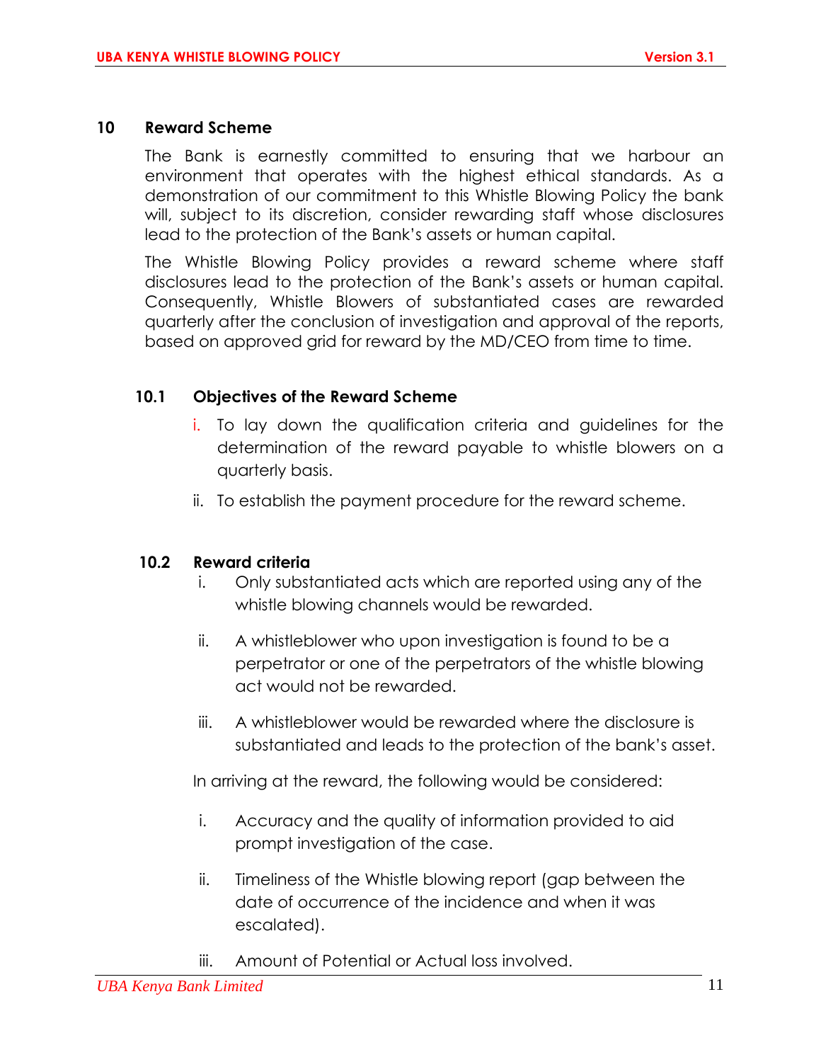## 10 Reward Scheme

The Bank is earnestly committed to ensuring that we harbour an environment that operates with the highest ethical standards. As a demonstration of our commitment to this Whistle Blowing Policy the bank will, subject to its discretion, consider rewarding staff whose disclosures lead to the protection of the Bank's assets or human capital.

The Whistle Blowing Policy provides a reward scheme where staff disclosures lead to the protection of the Bank's assets or human capital. Consequently, Whistle Blowers of substantiated cases are rewarded quarterly after the conclusion of investigation and approval of the reports, based on approved grid for reward by the MD/CEO from time to time.

### 10.1 Objectives of the Reward Scheme

i. To lay down the qualification criteria and guidelines for the determination of the reward payable to whistle blowers on a quarterly basis.

ii. To establish the payment procedure for the reward scheme.

### 10.2 Reward criteria

i. Only substantiated acts which are reported using any of the whistle blowing channels would be rewarded.

ii. A whistleblower who upon investigation is found to be a perpetrator or one of the perpetrators of the whistle blowing act would not be rewarded.

iii. A whistleblower would be rewarded where the disclosure is substantiated and leads to the protection of the bank's asset.

In arriving at the reward, the following would be considered:

i. Accuracy and the quality of information provided to aid prompt investigation of the case.

ii. Timeliness of the Whistle blowing report (gap between the date of occurrence of the incidence and when it was escalated).

iii. Amount of Potential or Actual loss involved.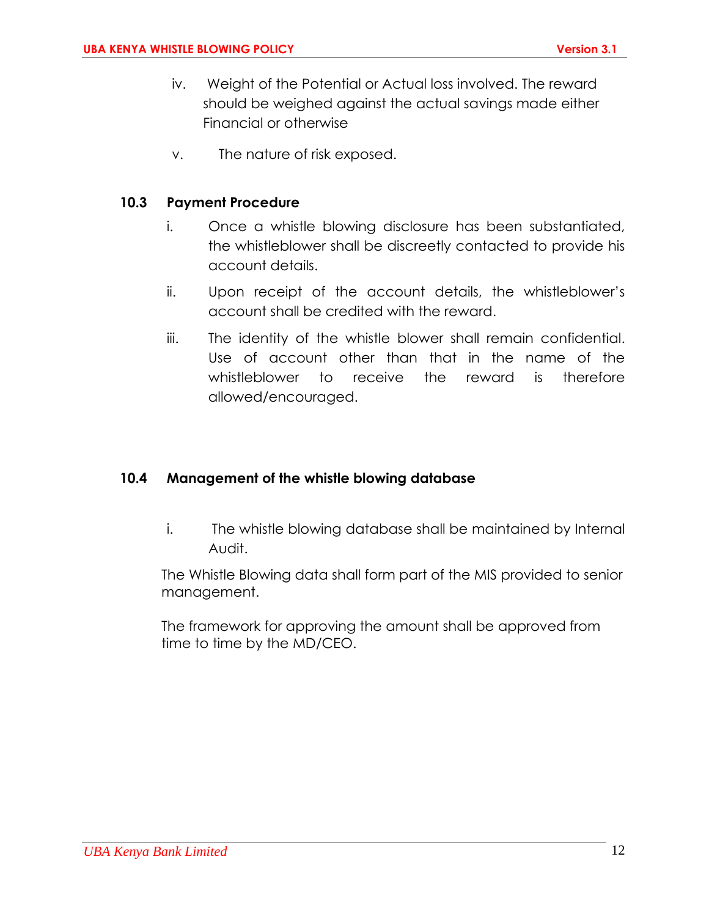iv. Weight of the Potential or Actual loss involved. The reward should be weighed against the actual savings made either Financial or otherwise

v. The nature of risk exposed.

### 10.3 Payment Procedure

i. Once a whistle blowing disclosure has been substantiated, the whistleblower shall be discreetly contacted to provide his account details.

ii. Upon receipt of the account details, the whistleblower's account shall be credited with the reward.

iii. The identity of the whistle blower shall remain confidential. Use of account other than that in the name of the whistleblower to receive the reward is therefore allowed/encouraged.

### 10.4 Management of the whistle blowing database

i. The whistle blowing database shall be maintained by Internal Audit.

The Whistle Blowing data shall form part of the MIS provided to senior management.

The framework for approving the amount shall be approved from time to time by the MD/CEO.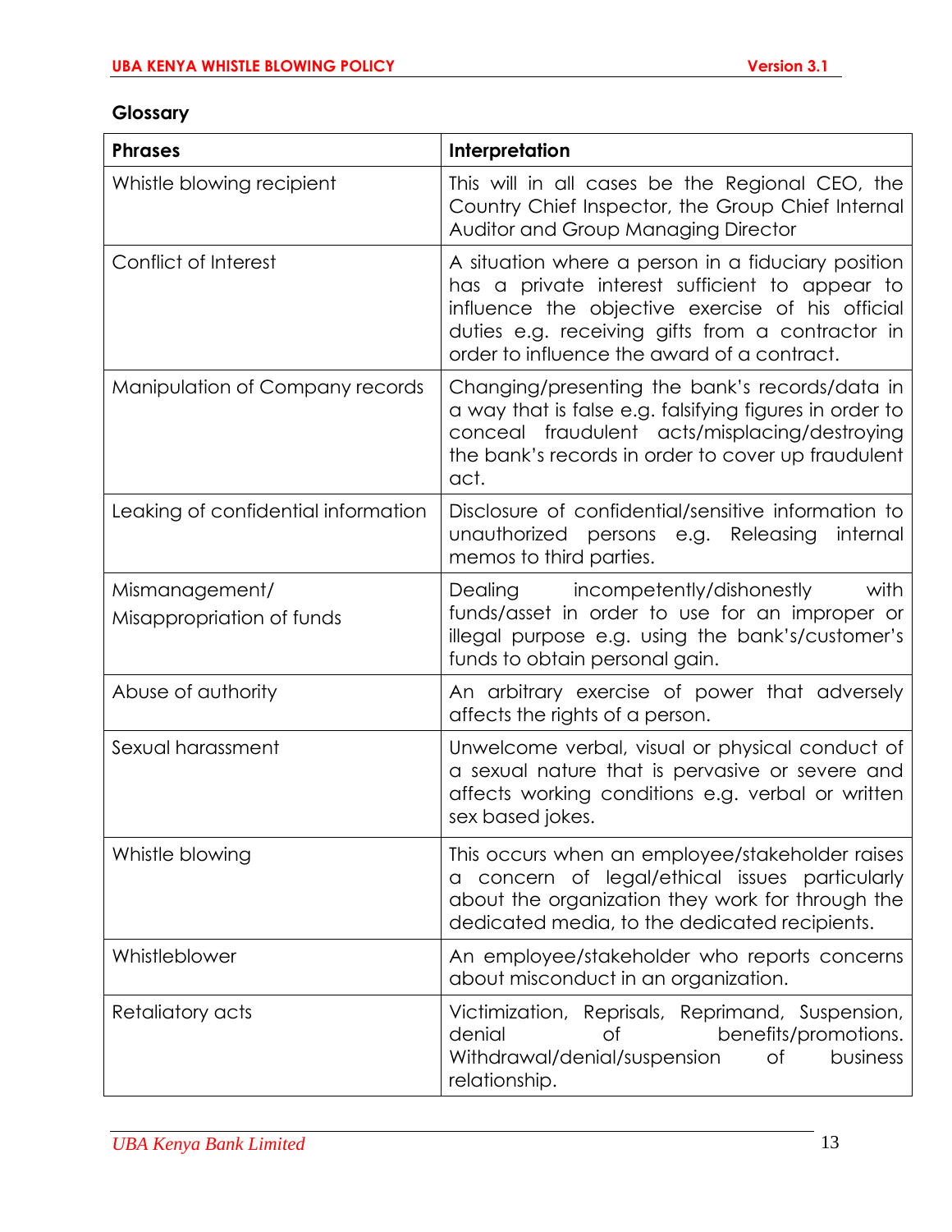**Glossary**

| Phrases | Interpretation |
|---|---|
| Whistle blowing recipient | This will in all cases be the Regional CEO, the Country Chief Inspector, the Group Chief Internal Auditor and Group Managing Director |
| Conflict of Interest | A situation where a person in a fiduciary position has a private interest sufficient to appear to influence the objective exercise of his official duties e.g. receiving gifts from a contractor in order to influence the award of a contract. |
| Manipulation of Company records | Changing/presenting the bank's records/data in a way that is false e.g. falsifying figures in order to conceal fraudulent acts/misplacing/destroying the bank's records in order to cover up fraudulent act. |
| Leaking of confidential information | Disclosure of confidential/sensitive information to unauthorized persons e.g. Releasing internal memos to third parties. |
| Mismanagement/ Misappropriation of funds | Dealing incompetently/dishonestly with funds/asset in order to use for an improper or illegal purpose e.g. using the bank's/customer's funds to obtain personal gain. |
| Abuse of authority | An arbitrary exercise of power that adversely affects the rights of a person. |
| Sexual harassment | Unwelcome verbal, visual or physical conduct of a sexual nature that is pervasive or severe and affects working conditions e.g. verbal or written sex based jokes. |
| Whistle blowing | This occurs when an employee/stakeholder raises a concern of legal/ethical issues particularly about the organization they work for through the dedicated media, to the dedicated recipients. |
| Whistleblower | An employee/stakeholder who reports concerns about misconduct in an organization. |
| Retaliatory acts | Victimization, Reprisals, Reprimand, Suspension, denial of benefits/promotions. Withdrawal/denial/suspension of business relationship. |